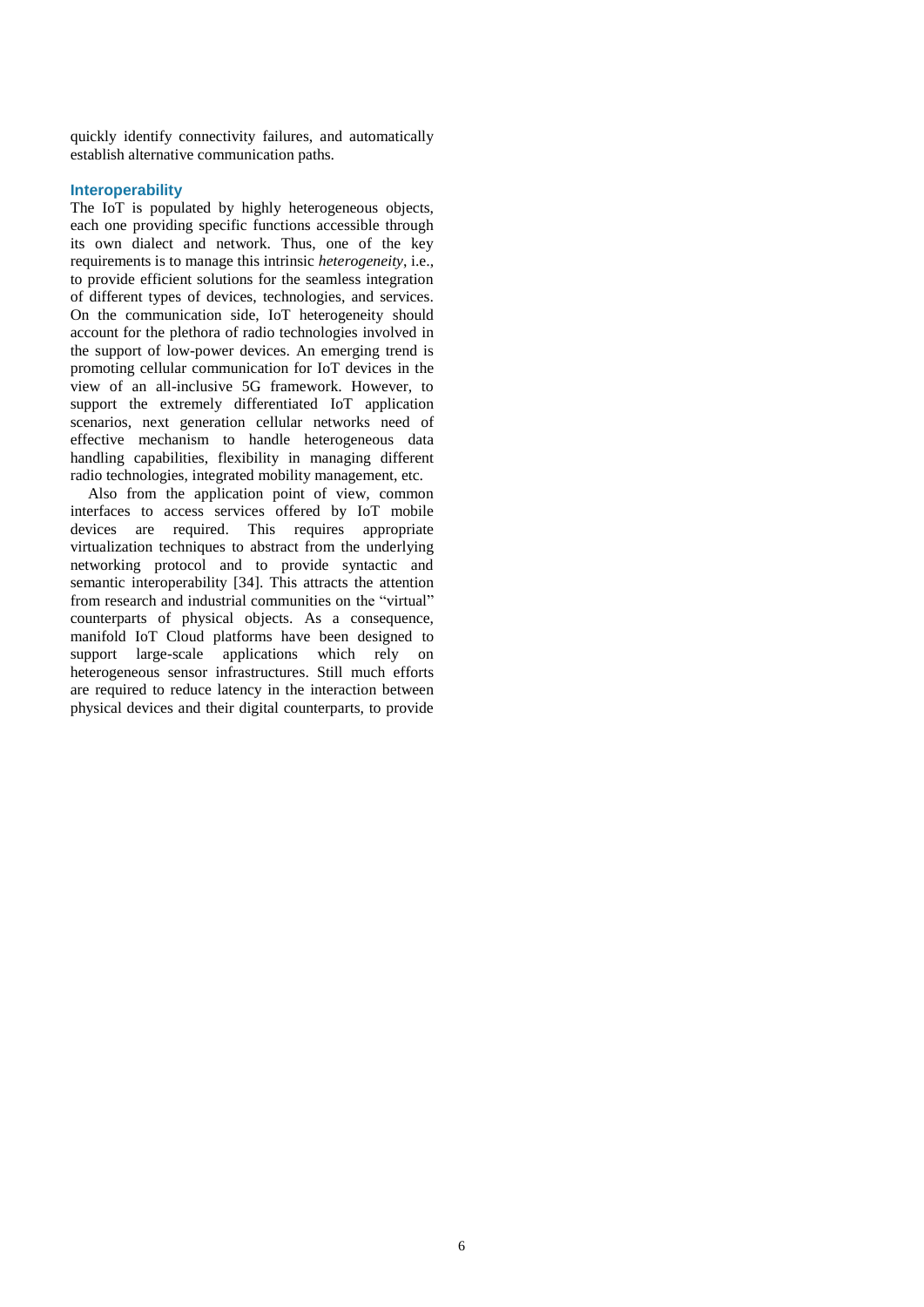quickly identify connectivity failures, and automatically establish alternative communication paths.

### Interoperability

The IoT is populated by highly heterogeneous objects, each one providing specific functions accessible through its own dialect and network. Thus, one of the key requirements is to manage this intrinsic *heterogeneity*, i.e., to provide efficient solutions for the seamless integration of different types of devices, technologies, and services. On the communication side, IoT heterogeneity should account for the plethora of radio technologies involved in the support of low-power devices. An emerging trend is promoting cellular communication for IoT devices in the view of an all-inclusive 5G framework. However, to support the extremely differentiated IoT application scenarios, next generation cellular networks need of effective mechanism to handle heterogeneous data handling capabilities, flexibility in managing different radio technologies, integrated mobility management, etc.

Also from the application point of view, common interfaces to access services offered by IoT mobile devices are required. This requires appropriate virtualization techniques to abstract from the underlying networking protocol and to provide syntactic and semantic interoperability [34]. This attracts the attention from research and industrial communities on the "virtual" counterparts of physical objects. As a consequence, manifold IoT Cloud platforms have been designed to support large-scale applications which rely on heterogeneous sensor infrastructures. Still much efforts are required to reduce latency in the interaction between physical devices and their digital counterparts, to provide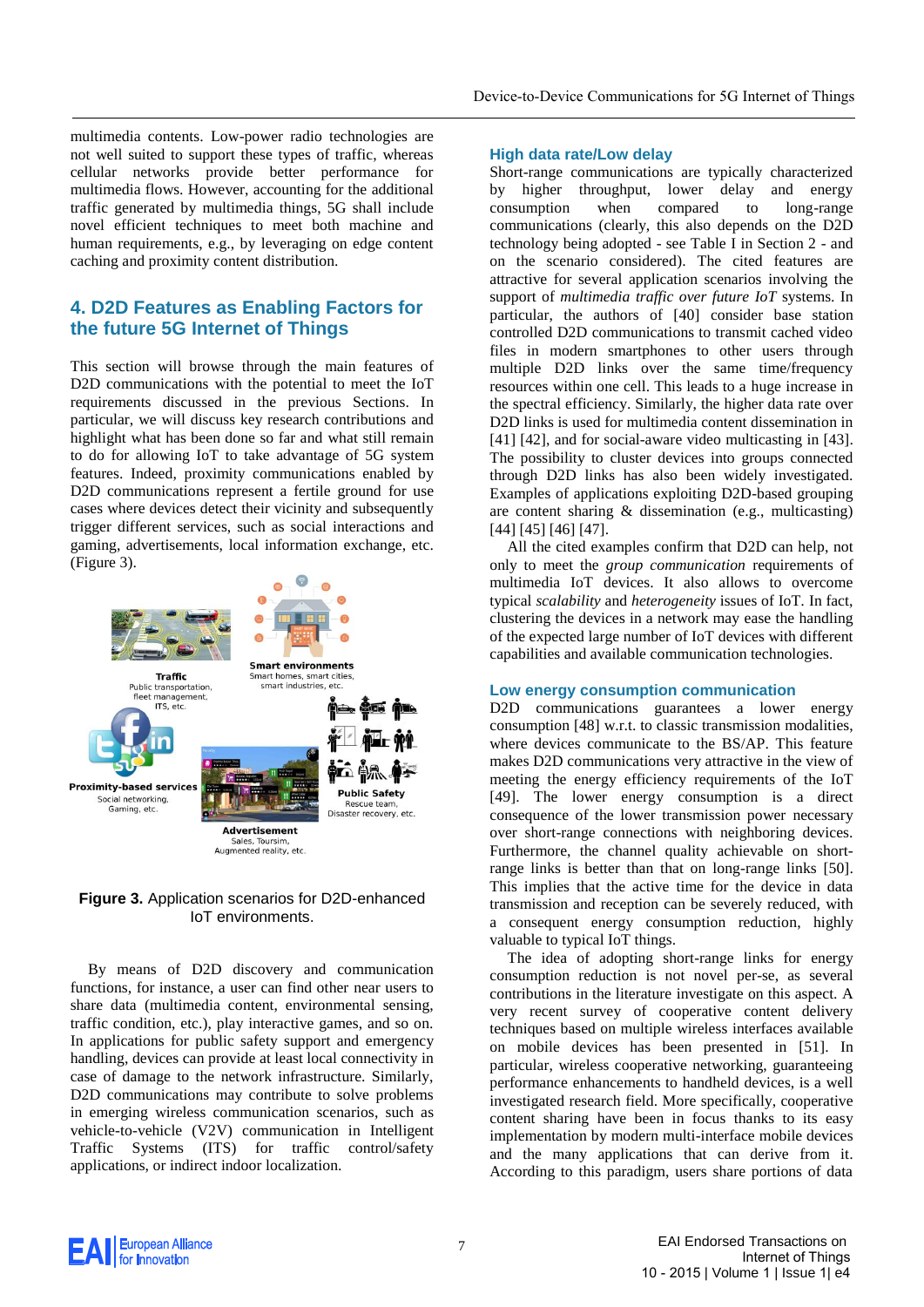multimedia contents. Low-power radio technologies are not well suited to support these types of traffic, whereas cellular networks provide better performance for multimedia flows. However, accounting for the additional traffic generated by multimedia things, 5G shall include novel efficient techniques to meet both machine and human requirements, e.g., by leveraging on edge content caching and proximity content distribution.

## 4. D2D Features as Enabling Factors for the future 5G Internet of Things

This section will browse through the main features of D2D communications with the potential to meet the IoT requirements discussed in the previous Sections. In particular, we will discuss key research contributions and highlight what has been done so far and what still remain to do for allowing IoT to take advantage of 5G system features. Indeed, proximity communications enabled by D2D communications represent a fertile ground for use cases where devices detect their vicinity and subsequently trigger different services, such as social interactions and gaming, advertisements, local information exchange, etc. (Figure 3).

**Figure 3.** Application scenarios for D2D-enhanced IoT environments.

By means of D2D discovery and communication functions, for instance, a user can find other near users to share data (multimedia content, environmental sensing, traffic condition, etc.), play interactive games, and so on. In applications for public safety support and emergency handling, devices can provide at least local connectivity in case of damage to the network infrastructure. Similarly, D2D communications may contribute to solve problems in emerging wireless communication scenarios, such as vehicle-to-vehicle (V2V) communication in Intelligent Traffic Systems (ITS) for traffic control/safety applications, or indirect indoor localization.

### High data rate/Low delay

Short-range communications are typically characterized by higher throughput, lower delay and energy consumption when compared to long-range communications (clearly, this also depends on the D2D technology being adopted - see Table I in Section 2 - and on the scenario considered). The cited features are attractive for several application scenarios involving the support of *multimedia traffic over future IoT* systems. In particular, the authors of [40] consider base station controlled D2D communications to transmit cached video files in modern smartphones to other users through multiple D2D links over the same time/frequency resources within one cell. This leads to a huge increase in the spectral efficiency. Similarly, the higher data rate over D2D links is used for multimedia content dissemination in [41] [42], and for social-aware video multicasting in [43]. The possibility to cluster devices into groups connected through D2D links has also been widely investigated. Examples of applications exploiting D2D-based grouping are content sharing & dissemination (e.g., multicasting) [44] [45] [46] [47].

All the cited examples confirm that D2D can help, not only to meet the *group communication* requirements of multimedia IoT devices. It also allows to overcome typical *scalability* and *heterogeneity* issues of IoT. In fact, clustering the devices in a network may ease the handling of the expected large number of IoT devices with different capabilities and available communication technologies.

### Low energy consumption communication

D2D communications guarantees a lower energy consumption [48] w.r.t. to classic transmission modalities, where devices communicate to the BS/AP. This feature makes D2D communications very attractive in the view of meeting the energy efficiency requirements of the IoT [49]. The lower energy consumption is a direct consequence of the lower transmission power necessary over short-range connections with neighboring devices. Furthermore, the channel quality achievable on short-range links is better than that on long-range links [50]. This implies that the active time for the device in data transmission and reception can be severely reduced, with a consequent energy consumption reduction, highly valuable to typical IoT things.

The idea of adopting short-range links for energy consumption reduction is not novel per-se, as several contributions in the literature investigate on this aspect. A very recent survey of cooperative content delivery techniques based on multiple wireless interfaces available on mobile devices has been presented in [51]. In particular, wireless cooperative networking, guaranteeing performance enhancements to handheld devices, is a well investigated research field. More specifically, cooperative content sharing have been in focus thanks to its easy implementation by modern multi-interface mobile devices and the many applications that can derive from it. According to this paradigm, users share portions of data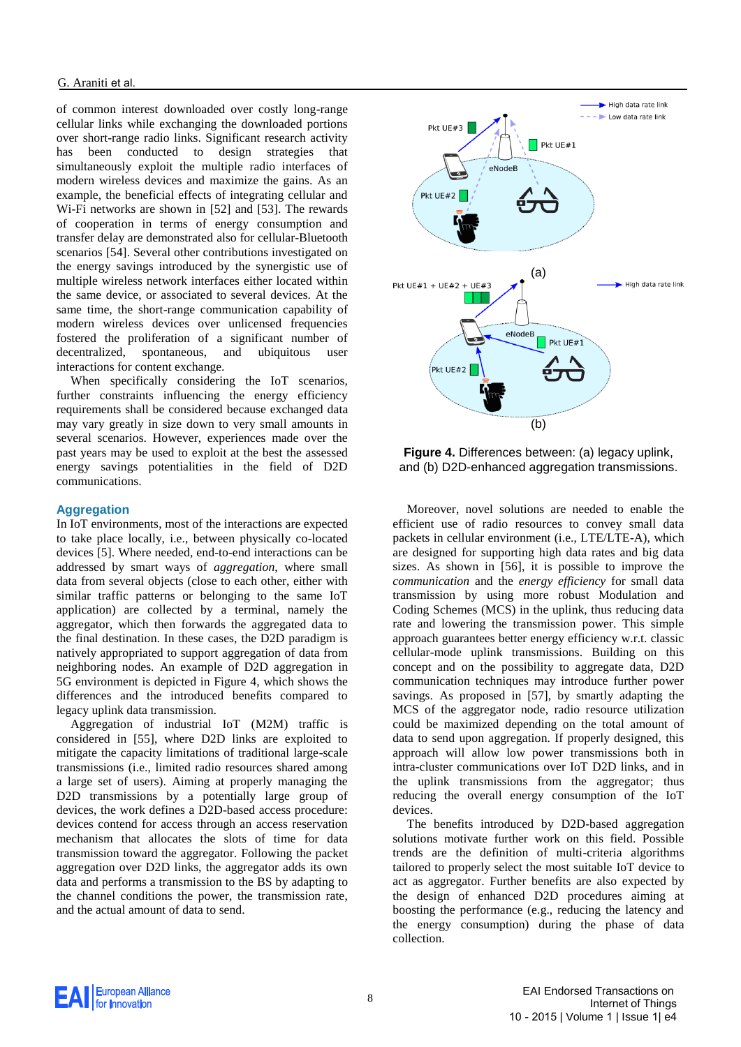of common interest downloaded over costly long-range cellular links while exchanging the downloaded portions over short-range radio links. Significant research activity has been conducted to design strategies that simultaneously exploit the multiple radio interfaces of modern wireless devices and maximize the gains. As an example, the beneficial effects of integrating cellular and Wi-Fi networks are shown in [52] and [53]. The rewards of cooperation in terms of energy consumption and transfer delay are demonstrated also for cellular-Bluetooth scenarios [54]. Several other contributions investigated on the energy savings introduced by the synergistic use of multiple wireless network interfaces either located within the same device, or associated to several devices. At the same time, the short-range communication capability of modern wireless devices over unlicensed frequencies fostered the proliferation of a significant number of decentralized, spontaneous, and ubiquitous user interactions for content exchange.

When specifically considering the IoT scenarios, further constraints influencing the energy efficiency requirements shall be considered because exchanged data may vary greatly in size down to very small amounts in several scenarios. However, experiences made over the past years may be used to exploit at the best the assessed energy savings potentialities in the field of D2D communications.

## Aggregation

In IoT environments, most of the interactions are expected to take place locally, i.e., between physically co-located devices [5]. Where needed, end-to-end interactions can be addressed by smart ways of *aggregation*, where small data from several objects (close to each other, either with similar traffic patterns or belonging to the same IoT application) are collected by a terminal, namely the aggregator, which then forwards the aggregated data to the final destination. In these cases, the D2D paradigm is natively appropriated to support aggregation of data from neighboring nodes. An example of D2D aggregation in 5G environment is depicted in Figure 4, which shows the differences and the introduced benefits compared to legacy uplink data transmission.

Aggregation of industrial IoT (M2M) traffic is considered in [55], where D2D links are exploited to mitigate the capacity limitations of traditional large-scale transmissions (i.e., limited radio resources shared among a large set of users). Aiming at properly managing the D2D transmissions by a potentially large group of devices, the work defines a D2D-based access procedure: devices contend for access through an access reservation mechanism that allocates the slots of time for data transmission toward the aggregator. Following the packet aggregation over D2D links, the aggregator adds its own data and performs a transmission to the BS by adapting to the channel conditions the power, the transmission rate, and the actual amount of data to send.

**Figure 4.** Differences between: (a) legacy uplink, and (b) D2D-enhanced aggregation transmissions.

Moreover, novel solutions are needed to enable the efficient use of radio resources to convey small data packets in cellular environment (i.e., LTE/LTE-A), which are designed for supporting high data rates and big data sizes. As shown in [56], it is possible to improve the *communication* and the *energy efficiency* for small data transmission by using more robust Modulation and Coding Schemes (MCS) in the uplink, thus reducing data rate and lowering the transmission power. This simple approach guarantees better energy efficiency w.r.t. classic cellular-mode uplink transmissions. Building on this concept and on the possibility to aggregate data, D2D communication techniques may introduce further power savings. As proposed in [57], by smartly adapting the MCS of the aggregator node, radio resource utilization could be maximized depending on the total amount of data to send upon aggregation. If properly designed, this approach will allow low power transmissions both in intra-cluster communications over IoT D2D links, and in the uplink transmissions from the aggregator; thus reducing the overall energy consumption of the IoT devices.

The benefits introduced by D2D-based aggregation solutions motivate further work on this field. Possible trends are the definition of multi-criteria algorithms tailored to properly select the most suitable IoT device to act as aggregator. Further benefits are also expected by the design of enhanced D2D procedures aiming at boosting the performance (e.g., reducing the latency and the energy consumption) during the phase of data collection.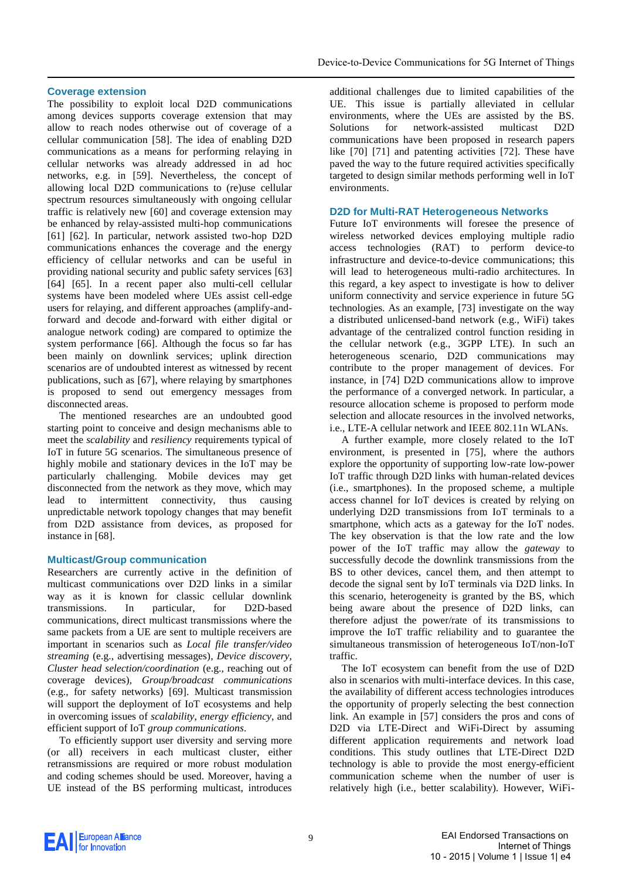### Coverage extension

The possibility to exploit local D2D communications among devices supports coverage extension that may allow to reach nodes otherwise out of coverage of a cellular communication [58]. The idea of enabling D2D communications as a means for performing relaying in cellular networks was already addressed in ad hoc networks, e.g. in [59]. Nevertheless, the concept of allowing local D2D communications to (re)use cellular spectrum resources simultaneously with ongoing cellular traffic is relatively new [60] and coverage extension may be enhanced by relay-assisted multi-hop communications [61] [62]. In particular, network assisted two-hop D2D communications enhances the coverage and the energy efficiency of cellular networks and can be useful in providing national security and public safety services [63] [64] [65]. In a recent paper also multi-cell cellular systems have been modeled where UEs assist cell-edge users for relaying, and different approaches (amplify-and-forward and decode and-forward with either digital or analogue network coding) are compared to optimize the system performance [66]. Although the focus so far has been mainly on downlink services; uplink direction scenarios are of undoubted interest as witnessed by recent publications, such as [67], where relaying by smartphones is proposed to send out emergency messages from disconnected areas.

The mentioned researches are an undoubted good starting point to conceive and design mechanisms able to meet the *scalability* and *resiliency* requirements typical of IoT in future 5G scenarios. The simultaneous presence of highly mobile and stationary devices in the IoT may be particularly challenging. Mobile devices may get disconnected from the network as they move, which may lead to intermittent connectivity, thus causing unpredictable network topology changes that may benefit from D2D assistance from devices, as proposed for instance in [68].

### Multicast/Group communication

Researchers are currently active in the definition of multicast communications over D2D links in a similar way as it is known for classic cellular downlink transmissions. In particular, for D2D-based communications, direct multicast transmissions where the same packets from a UE are sent to multiple receivers are important in scenarios such as *Local file transfer/video streaming* (e.g., advertising messages), *Device discovery*, *Cluster head selection/coordination* (e.g., reaching out of coverage devices), *Group/broadcast communications* (e.g., for safety networks) [69]. Multicast transmission will support the deployment of IoT ecosystems and help in overcoming issues of *scalability*, *energy efficiency*, and efficient support of IoT *group communications*.

To efficiently support user diversity and serving more (or all) receivers in each multicast cluster, either retransmissions are required or more robust modulation and coding schemes should be used. Moreover, having a UE instead of the BS performing multicast, introduces additional challenges due to limited capabilities of the UE. This issue is partially alleviated in cellular environments, where the UEs are assisted by the BS. Solutions for network-assisted multicast D2D communications have been proposed in research papers like [70] [71] and patenting activities [72]. These have paved the way to the future required activities specifically targeted to design similar methods performing well in IoT environments.

### D2D for Multi-RAT Heterogeneous Networks

Future IoT environments will foresee the presence of wireless networked devices employing multiple radio access technologies (RAT) to perform device-to infrastructure and device-to-device communications; this will lead to heterogeneous multi-radio architectures. In this regard, a key aspect to investigate is how to deliver uniform connectivity and service experience in future 5G technologies. As an example, [73] investigate on the way a distributed unlicensed-band network (e.g., WiFi) takes advantage of the centralized control function residing in the cellular network (e.g., 3GPP LTE). In such an heterogeneous scenario, D2D communications may contribute to the proper management of devices. For instance, in [74] D2D communications allow to improve the performance of a converged network. In particular, a resource allocation scheme is proposed to perform mode selection and allocate resources in the involved networks, i.e., LTE-A cellular network and IEEE 802.11n WLANs.

A further example, more closely related to the IoT environment, is presented in [75], where the authors explore the opportunity of supporting low-rate low-power IoT traffic through D2D links with human-related devices (i.e., smartphones). In the proposed scheme, a multiple access channel for IoT devices is created by relying on underlying D2D transmissions from IoT terminals to a smartphone, which acts as a gateway for the IoT nodes. The key observation is that the low rate and the low power of the IoT traffic may allow the *gateway* to successfully decode the downlink transmissions from the BS to other devices, cancel them, and then attempt to decode the signal sent by IoT terminals via D2D links. In this scenario, heterogeneity is granted by the BS, which being aware about the presence of D2D links, can therefore adjust the power/rate of its transmissions to improve the IoT traffic reliability and to guarantee the simultaneous transmission of heterogeneous IoT/non-IoT traffic.

The IoT ecosystem can benefit from the use of D2D also in scenarios with multi-interface devices. In this case, the availability of different access technologies introduces the opportunity of properly selecting the best connection link. An example in [57] considers the pros and cons of D2D via LTE-Direct and WiFi-Direct by assuming different application requirements and network load conditions. This study outlines that LTE-Direct D2D technology is able to provide the most energy-efficient communication scheme when the number of user is relatively high (i.e., better scalability). However, WiFi-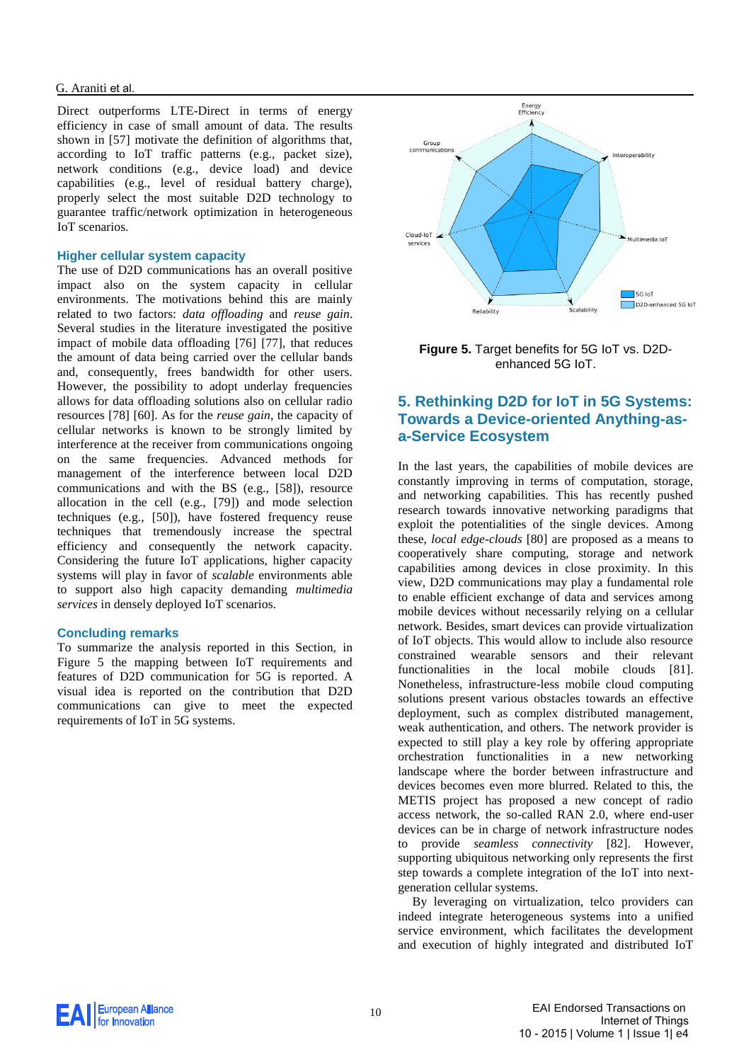Direct outperforms LTE-Direct in terms of energy efficiency in case of small amount of data. The results shown in [57] motivate the definition of algorithms that, according to IoT traffic patterns (e.g., packet size), network conditions (e.g., device load) and device capabilities (e.g., level of residual battery charge), properly select the most suitable D2D technology to guarantee traffic/network optimization in heterogeneous IoT scenarios.

### Higher cellular system capacity

The use of D2D communications has an overall positive impact also on the system capacity in cellular environments. The motivations behind this are mainly related to two factors: *data offloading* and *reuse gain*. Several studies in the literature investigated the positive impact of mobile data offloading [76] [77], that reduces the amount of data being carried over the cellular bands and, consequently, frees bandwidth for other users. However, the possibility to adopt underlay frequencies allows for data offloading solutions also on cellular radio resources [78] [60]. As for the *reuse gain*, the capacity of cellular networks is known to be strongly limited by interference at the receiver from communications ongoing on the same frequencies. Advanced methods for management of the interference between local D2D communications and with the BS (e.g., [58]), resource allocation in the cell (e.g., [79]) and mode selection techniques (e.g., [50]), have fostered frequency reuse techniques that tremendously increase the spectral efficiency and consequently the network capacity. Considering the future IoT applications, higher capacity systems will play in favor of *scalable* environments able to support also high capacity demanding *multimedia services* in densely deployed IoT scenarios.

### Concluding remarks

To summarize the analysis reported in this Section, in Figure 5 the mapping between IoT requirements and features of D2D communication for 5G is reported. A visual idea is reported on the contribution that D2D communications can give to meet the expected requirements of IoT in 5G systems.

**Figure 5.** Target benefits for 5G IoT vs. D2D-enhanced 5G IoT.

## 5. Rethinking D2D for IoT in 5G Systems: Towards a Device-oriented Anything-as-a-Service Ecosystem

In the last years, the capabilities of mobile devices are constantly improving in terms of computation, storage, and networking capabilities. This has recently pushed research towards innovative networking paradigms that exploit the potentialities of the single devices. Among these, *local edge-clouds* [80] are proposed as a means to cooperatively share computing, storage and network capabilities among devices in close proximity. In this view, D2D communications may play a fundamental role to enable efficient exchange of data and services among mobile devices without necessarily relying on a cellular network. Besides, smart devices can provide virtualization of IoT objects. This would allow to include also resource constrained wearable sensors and their relevant functionalities in the local mobile clouds [81]. Nonetheless, infrastructure-less mobile cloud computing solutions present various obstacles towards an effective deployment, such as complex distributed management, weak authentication, and others. The network provider is expected to still play a key role by offering appropriate orchestration functionalities in a new networking landscape where the border between infrastructure and devices becomes even more blurred. Related to this, the METIS project has proposed a new concept of radio access network, the so-called RAN 2.0, where end-user devices can be in charge of network infrastructure nodes to provide *seamless connectivity* [82]. However, supporting ubiquitous networking only represents the first step towards a complete integration of the IoT into next-generation cellular systems.

By leveraging on virtualization, telco providers can indeed integrate heterogeneous systems into a unified service environment, which facilitates the development and execution of highly integrated and distributed IoT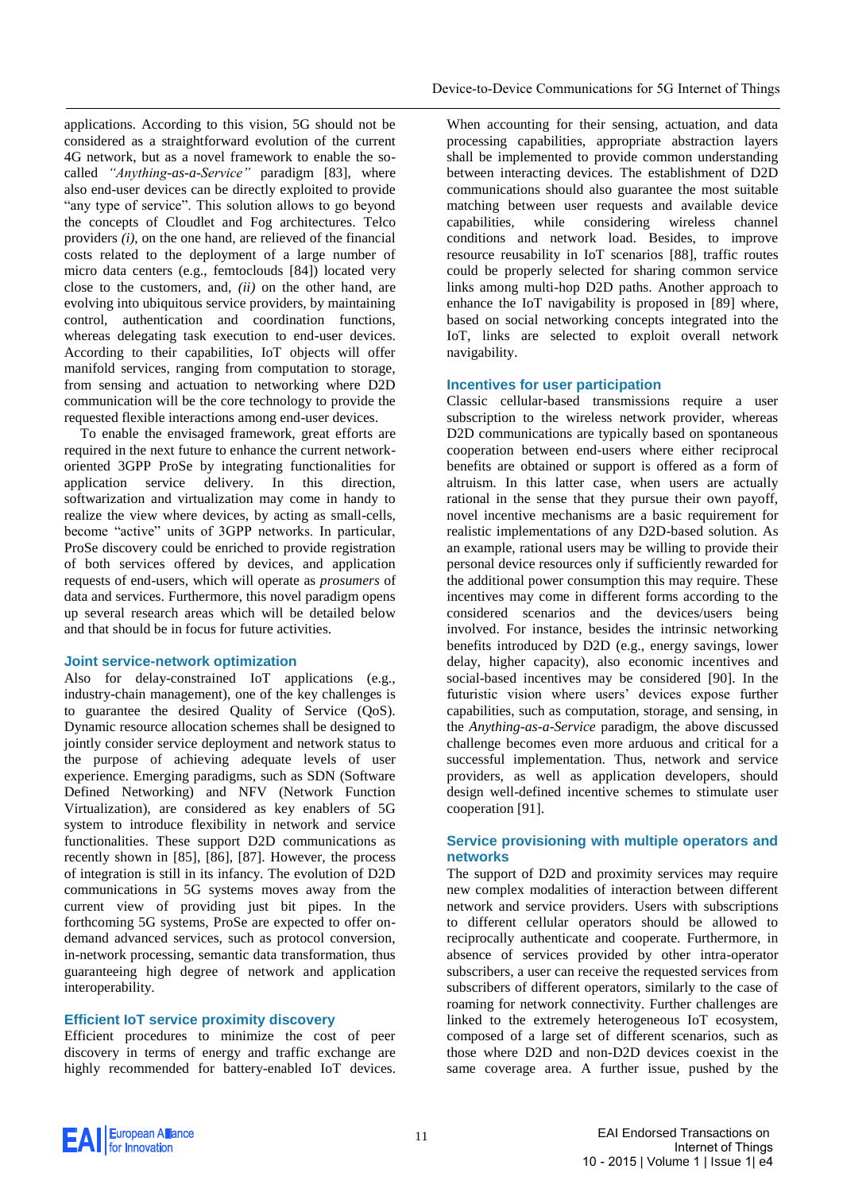applications. According to this vision, 5G should not be considered as a straightforward evolution of the current 4G network, but as a novel framework to enable the so-called *"Anything-as-a-Service"* paradigm [83], where also end-user devices can be directly exploited to provide "any type of service". This solution allows to go beyond the concepts of Cloudlet and Fog architectures. Telco providers *(i)*, on the one hand, are relieved of the financial costs related to the deployment of a large number of micro data centers (e.g., femtoclouds [84]) located very close to the customers, and, *(ii)* on the other hand, are evolving into ubiquitous service providers, by maintaining control, authentication and coordination functions, whereas delegating task execution to end-user devices. According to their capabilities, IoT objects will offer manifold services, ranging from computation to storage, from sensing and actuation to networking where D2D communication will be the core technology to provide the requested flexible interactions among end-user devices.

To enable the envisaged framework, great efforts are required in the next future to enhance the current network-oriented 3GPP ProSe by integrating functionalities for application service delivery. In this direction, softwarization and virtualization may come in handy to realize the view where devices, by acting as small-cells, become "active" units of 3GPP networks. In particular, ProSe discovery could be enriched to provide registration of both services offered by devices, and application requests of end-users, which will operate as *prosumers* of data and services. Furthermore, this novel paradigm opens up several research areas which will be detailed below and that should be in focus for future activities.

### Joint service-network optimization

Also for delay-constrained IoT applications (e.g., industry-chain management), one of the key challenges is to guarantee the desired Quality of Service (QoS). Dynamic resource allocation schemes shall be designed to jointly consider service deployment and network status to the purpose of achieving adequate levels of user experience. Emerging paradigms, such as SDN (Software Defined Networking) and NFV (Network Function Virtualization), are considered as key enablers of 5G system to introduce flexibility in network and service functionalities. These support D2D communications as recently shown in [85], [86], [87]. However, the process of integration is still in its infancy. The evolution of D2D communications in 5G systems moves away from the current view of providing just bit pipes. In the forthcoming 5G systems, ProSe are expected to offer on-demand advanced services, such as protocol conversion, in-network processing, semantic data transformation, thus guaranteeing high degree of network and application interoperability.

### Efficient IoT service proximity discovery

Efficient procedures to minimize the cost of peer discovery in terms of energy and traffic exchange are highly recommended for battery-enabled IoT devices. When accounting for their sensing, actuation, and data processing capabilities, appropriate abstraction layers shall be implemented to provide common understanding between interacting devices. The establishment of D2D communications should also guarantee the most suitable matching between user requests and available device capabilities, while considering wireless channel conditions and network load. Besides, to improve resource reusability in IoT scenarios [88], traffic routes could be properly selected for sharing common service links among multi-hop D2D paths. Another approach to enhance the IoT navigability is proposed in [89] where, based on social networking concepts integrated into the IoT, links are selected to exploit overall network navigability.

### Incentives for user participation

Classic cellular-based transmissions require a user subscription to the wireless network provider, whereas D2D communications are typically based on spontaneous cooperation between end-users where either reciprocal benefits are obtained or support is offered as a form of altruism. In this latter case, when users are actually rational in the sense that they pursue their own payoff, novel incentive mechanisms are a basic requirement for realistic implementations of any D2D-based solution. As an example, rational users may be willing to provide their personal device resources only if sufficiently rewarded for the additional power consumption this may require. These incentives may come in different forms according to the considered scenarios and the devices/users being involved. For instance, besides the intrinsic networking benefits introduced by D2D (e.g., energy savings, lower delay, higher capacity), also economic incentives and social-based incentives may be considered [90]. In the futuristic vision where users' devices expose further capabilities, such as computation, storage, and sensing, in the *Anything-as-a-Service* paradigm, the above discussed challenge becomes even more arduous and critical for a successful implementation. Thus, network and service providers, as well as application developers, should design well-defined incentive schemes to stimulate user cooperation [91].

### Service provisioning with multiple operators and networks

The support of D2D and proximity services may require new complex modalities of interaction between different network and service providers. Users with subscriptions to different cellular operators should be allowed to reciprocally authenticate and cooperate. Furthermore, in absence of services provided by other intra-operator subscribers, a user can receive the requested services from subscribers of different operators, similarly to the case of roaming for network connectivity. Further challenges are linked to the extremely heterogeneous IoT ecosystem, composed of a large set of different scenarios, such as those where D2D and non-D2D devices coexist in the same coverage area. A further issue, pushed by the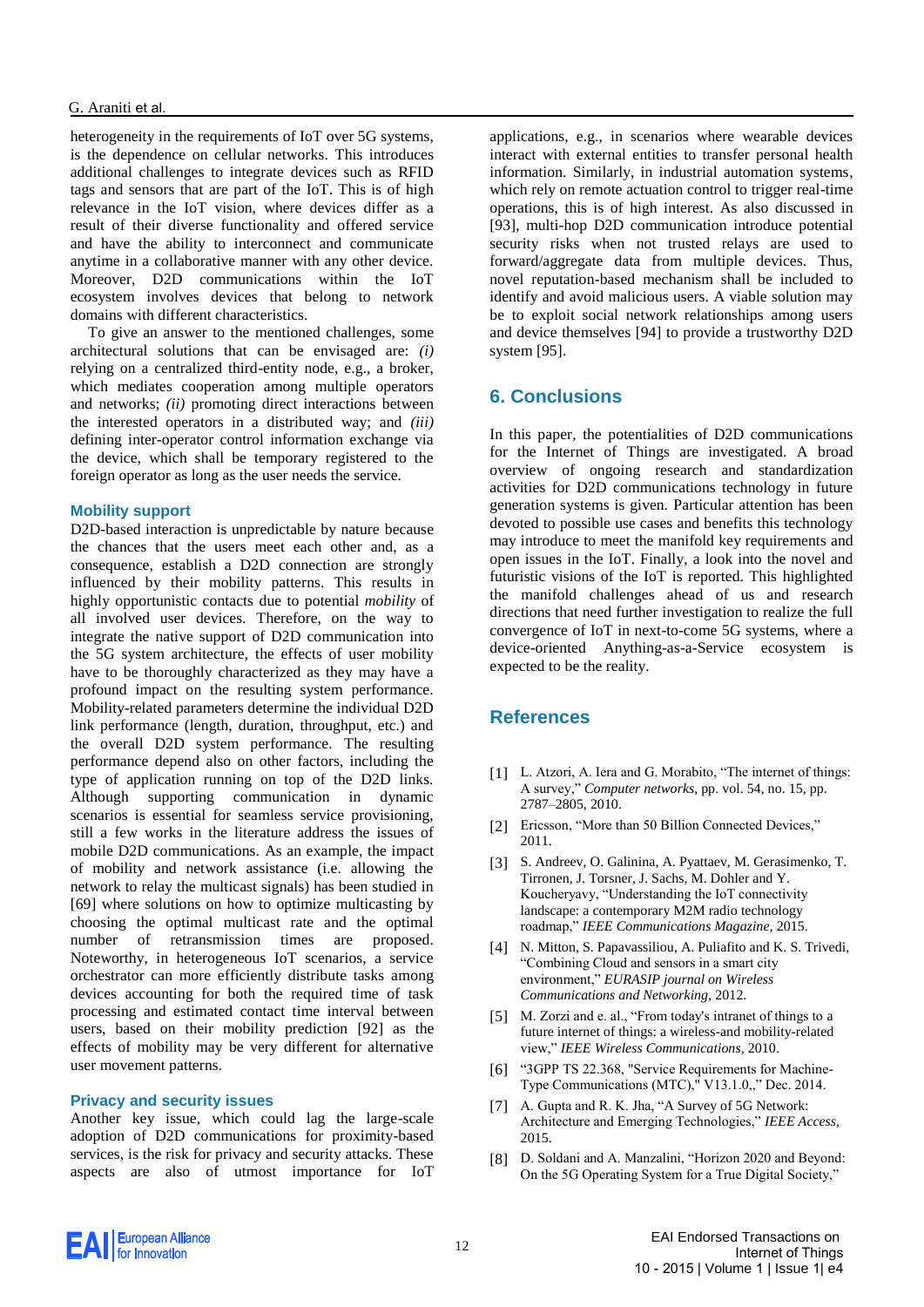heterogeneity in the requirements of IoT over 5G systems, is the dependence on cellular networks. This introduces additional challenges to integrate devices such as RFID tags and sensors that are part of the IoT. This is of high relevance in the IoT vision, where devices differ as a result of their diverse functionality and offered service and have the ability to interconnect and communicate anytime in a collaborative manner with any other device. Moreover, D2D communications within the IoT ecosystem involves devices that belong to network domains with different characteristics.

To give an answer to the mentioned challenges, some architectural solutions that can be envisaged are: *(i)* relying on a centralized third-entity node, e.g., a broker, which mediates cooperation among multiple operators and networks; *(ii)* promoting direct interactions between the interested operators in a distributed way; and *(iii)* defining inter-operator control information exchange via the device, which shall be temporary registered to the foreign operator as long as the user needs the service.

### Mobility support

D2D-based interaction is unpredictable by nature because the chances that the users meet each other and, as a consequence, establish a D2D connection are strongly influenced by their mobility patterns. This results in highly opportunistic contacts due to potential *mobility* of all involved user devices. Therefore, on the way to integrate the native support of D2D communication into the 5G system architecture, the effects of user mobility have to be thoroughly characterized as they may have a profound impact on the resulting system performance. Mobility-related parameters determine the individual D2D link performance (length, duration, throughput, etc.) and the overall D2D system performance. The resulting performance depend also on other factors, including the type of application running on top of the D2D links. Although supporting communication in dynamic scenarios is essential for seamless service provisioning, still a few works in the literature address the issues of mobile D2D communications. As an example, the impact of mobility and network assistance (i.e. allowing the network to relay the multicast signals) has been studied in [69] where solutions on how to optimize multicasting by choosing the optimal multicast rate and the optimal number of retransmission times are proposed. Noteworthy, in heterogeneous IoT scenarios, a service orchestrator can more efficiently distribute tasks among devices accounting for both the required time of task processing and estimated contact time interval between users, based on their mobility prediction [92] as the effects of mobility may be very different for alternative user movement patterns.

### Privacy and security issues

Another key issue, which could lag the large-scale adoption of D2D communications for proximity-based services, is the risk for privacy and security attacks. These aspects are also of utmost importance for IoT applications, e.g., in scenarios where wearable devices interact with external entities to transfer personal health information. Similarly, in industrial automation systems, which rely on remote actuation control to trigger real-time operations, this is of high interest. As also discussed in [93], multi-hop D2D communication introduce potential security risks when not trusted relays are used to forward/aggregate data from multiple devices. Thus, novel reputation-based mechanism shall be included to identify and avoid malicious users. A viable solution may be to exploit social network relationships among users and device themselves [94] to provide a trustworthy D2D system [95].

## 6. Conclusions

In this paper, the potentialities of D2D communications for the Internet of Things are investigated. A broad overview of ongoing research and standardization activities for D2D communications technology in future generation systems is given. Particular attention has been devoted to possible use cases and benefits this technology may introduce to meet the manifold key requirements and open issues in the IoT. Finally, a look into the novel and futuristic visions of the IoT is reported. This highlighted the manifold challenges ahead of us and research directions that need further investigation to realize the full convergence of IoT in next-to-come 5G systems, where a device-oriented Anything-as-a-Service ecosystem is expected to be the reality.

## References

[1] L. Atzori, A. Iera and G. Morabito, "The internet of things: A survey," *Computer networks,* pp. vol. 54, no. 15, pp. 2787–2805, 2010.

[2] Ericsson, "More than 50 Billion Connected Devices," 2011.

[3] S. Andreev, O. Galinina, A. Pyattaev, M. Gerasimenko, T. Tirronen, J. Torsner, J. Sachs, M. Dohler and Y. Koucheryavy, "Understanding the IoT connectivity landscape: a contemporary M2M radio technology roadmap," *IEEE Communications Magazine,* 2015.

[4] N. Mitton, S. Papavassiliou, A. Puliafito and K. S. Trivedi, "Combining Cloud and sensors in a smart city environment," *EURASIP journal on Wireless Communications and Networking,* 2012.

[5] M. Zorzi and e. al., "From today's intranet of things to a future internet of things: a wireless-and mobility-related view," *IEEE Wireless Communications,* 2010.

[6] "3GPP TS 22.368, "Service Requirements for Machine-Type Communications (MTC)," V13.1.0,," Dec. 2014.

[7] A. Gupta and R. K. Jha, "A Survey of 5G Network: Architecture and Emerging Technologies," *IEEE Access,* 2015.

[8] D. Soldani and A. Manzalini, "Horizon 2020 and Beyond: On the 5G Operating System for a True Digital Society,"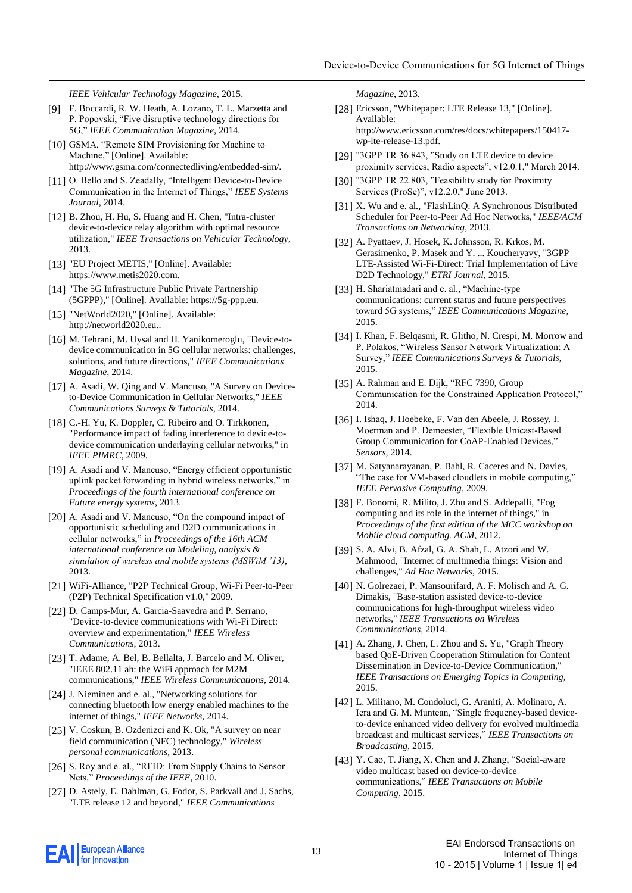*IEEE Vehicular Technology Magazine,* 2015.

[9] F. Boccardi, R. W. Heath, A. Lozano, T. L. Marzetta and P. Popovski, “Five disruptive technology directions for 5G,” *IEEE Communication Magazine,* 2014.

[10] GSMA, “Remote SIM Provisioning for Machine to Machine,” [Online]. Available: http://www.gsma.com/connectedliving/embedded-sim/.

[11] O. Bello and S. Zeadally, “Intelligent Device-to-Device Communication in the Internet of Things,” *IEEE Systems Journal,* 2014.

[12] B. Zhou, H. Hu, S. Huang and H. Chen, "Intra-cluster device-to-device relay algorithm with optimal resource utilization," *IEEE Transactions on Vehicular Technology,* 2013.

[13] "EU Project METIS," [Online]. Available: https://www.metis2020.com.

[14] "The 5G Infrastructure Public Private Partnership (5GPPP)," [Online]. Available: https://5g-ppp.eu.

[15] "NetWorld2020," [Online]. Available: http://networld2020.eu..

[16] M. Tehrani, M. Uysal and H. Yanikomeroglu, "Device-to-device communication in 5G cellular networks: challenges, solutions, and future directions," *IEEE Communications Magazine,* 2014.

[17] A. Asadi, W. Qing and V. Mancuso, "A Survey on Device-to-Device Communication in Cellular Networks," *IEEE Communications Surveys & Tutorials,* 2014.

[18] C.-H. Yu, K. Doppler, C. Ribeiro and O. Tirkkonen, "Performance impact of fading interference to device-to-device communication underlaying cellular networks," in *IEEE PIMRC,* 2009.

[19] A. Asadi and V. Mancuso, “Energy efficient opportunistic uplink packet forwarding in hybrid wireless networks,” in *Proceedings of the fourth international conference on Future energy systems,* 2013.

[20] A. Asadi and V. Mancuso, “On the compound impact of opportunistic scheduling and D2D communications in cellular networks,” in *Proceedings of the 16th ACM international conference on Modeling, analysis & simulation of wireless and mobile systems (MSWiM '13),* 2013.

[21] WiFi-Alliance, "P2P Technical Group, Wi-Fi Peer-to-Peer (P2P) Technical Specification v1.0," 2009.

[22] D. Camps-Mur, A. Garcia-Saavedra and P. Serrano, "Device-to-device communications with Wi-Fi Direct: overview and experimentation," *IEEE Wireless Communications,* 2013.

[23] T. Adame, A. Bel, B. Bellalta, J. Barcelo and M. Oliver, "IEEE 802.11 ah: the WiFi approach for M2M communications," *IEEE Wireless Communications,* 2014.

[24] J. Nieminen and e. al., "Networking solutions for connecting bluetooth low energy enabled machines to the internet of things," *IEEE Networks,* 2014.

[25] V. Coskun, B. Ozdenizci and K. Ok, "A survey on near field communication (NFC) technology," *Wireless personal communications,* 2013.

[26] S. Roy and e. al., “RFID: From Supply Chains to Sensor Nets,” *Proceedings of the IEEE,* 2010.

[27] D. Astely, E. Dahlman, G. Fodor, S. Parkvall and J. Sachs, "LTE release 12 and beyond," *IEEE Communications Magazine,* 2013.

[28] Ericsson, "Whitepaper: LTE Release 13," [Online]. Available: http://www.ericsson.com/res/docs/whitepapers/150417-wp-lte-release-13.pdf.

[29] "3GPP TR 36.843, "Study on LTE device to device proximity services; Radio aspects", v12.0.1," March 2014.

[30] "3GPP TR 22.803, "Feasibility study for Proximity Services (ProSe)", v12.2.0," June 2013.

[31] X. Wu and e. al., "FlashLinQ: A Synchronous Distributed Scheduler for Peer-to-Peer Ad Hoc Networks," *IEEE/ACM Transactions on Networking,* 2013.

[32] A. Pyattaev, J. Hosek, K. Johnsson, R. Krkos, M. Gerasimenko, P. Masek and Y. ... Koucheryavy, "3GPP LTE-Assisted Wi-Fi-Direct: Trial Implementation of Live D2D Technology," *ETRI Journal,* 2015.

[33] H. Shariatmadari and e. al., “Machine-type communications: current status and future perspectives toward 5G systems,” *IEEE Communications Magazine,* 2015.

[34] I. Khan, F. Belqasmi, R. Glitho, N. Crespi, M. Morrow and P. Polakos, “Wireless Sensor Network Virtualization: A Survey,” *IEEE Communications Surveys & Tutorials,* 2015.

[35] A. Rahman and E. Dijk, “RFC 7390, Group Communication for the Constrained Application Protocol,” 2014.

[36] I. Ishaq, J. Hoebeke, F. Van den Abeele, J. Rossey, I. Moerman and P. Demeester, “Flexible Unicast-Based Group Communication for CoAP-Enabled Devices,” *Sensors,* 2014.

[37] M. Satyanarayanan, P. Bahl, R. Caceres and N. Davies, “The case for VM-based cloudlets in mobile computing,” *IEEE Pervasive Computing,* 2009.

[38] F. Bonomi, R. Milito, J. Zhu and S. Addepalli, "Fog computing and its role in the internet of things," in *Proceedings of the first edition of the MCC workshop on Mobile cloud computing. ACM,* 2012.

[39] S. A. Alvi, B. Afzal, G. A. Shah, L. Atzori and W. Mahmood, "Internet of multimedia things: Vision and challenges," *Ad Hoc Networks,* 2015.

[40] N. Golrezaei, P. Mansourifard, A. F. Molisch and A. G. Dimakis, "Base-station assisted device-to-device communications for high-throughput wireless video networks," *IEEE Transactions on Wireless Communications,* 2014.

[41] A. Zhang, J. Chen, L. Zhou and S. Yu, "Graph Theory based QoE-Driven Cooperation Stimulation for Content Dissemination in Device-to-Device Communication," *IEEE Transactions on Emerging Topics in Computing,* 2015.

[42] L. Militano, M. Condoluci, G. Araniti, A. Molinaro, A. Iera and G. M. Muntean, “Single frequency-based device-to-device enhanced video delivery for evolved multimedia broadcast and multicast services,” *IEEE Transactions on Broadcasting,* 2015.

[43] Y. Cao, T. Jiang, X. Chen and J. Zhang, “Social-aware video multicast based on device-to-device communications,” *IEEE Transactions on Mobile Computing,* 2015.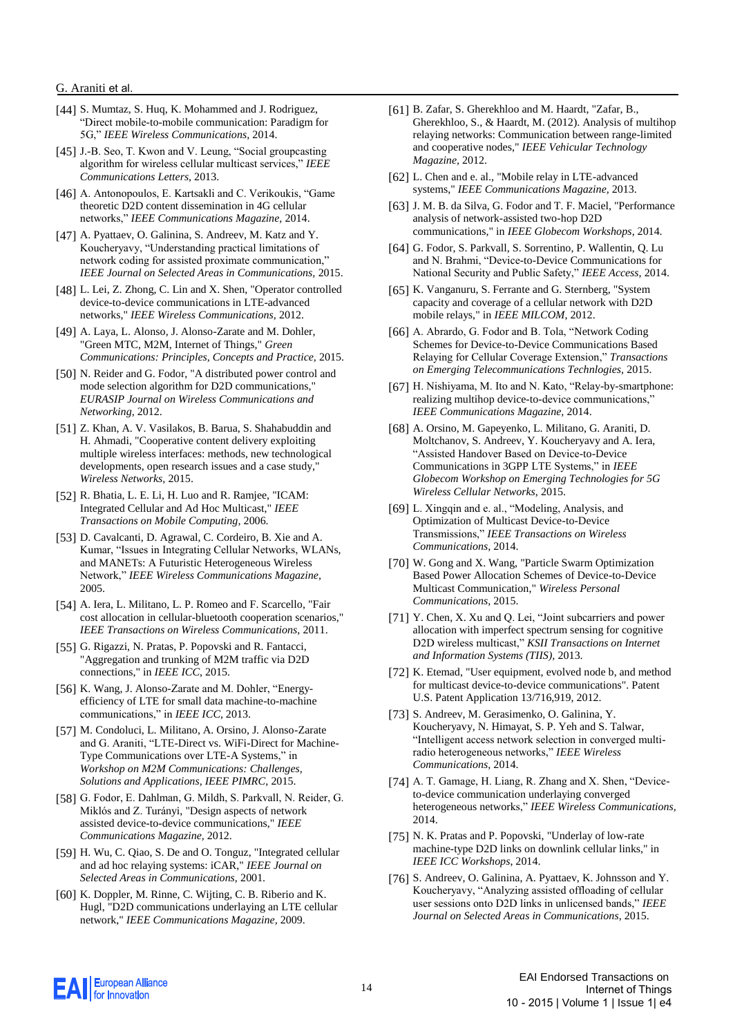[44] S. Mumtaz, S. Huq, K. Mohammed and J. Rodriguez, "Direct mobile-to-mobile communication: Paradigm for 5G," *IEEE Wireless Communications*, 2014.

[45] J.-B. Seo, T. Kwon and V. Leung, "Social groupcasting algorithm for wireless cellular multicast services," *IEEE Communications Letters*, 2013.

[46] A. Antonopoulos, E. Kartsakli and C. Verikoukis, "Game theoretic D2D content dissemination in 4G cellular networks," *IEEE Communications Magazine*, 2014.

[47] A. Pyattaev, O. Galinina, S. Andreev, M. Katz and Y. Koucheryavy, "Understanding practical limitations of network coding for assisted proximate communication," *IEEE Journal on Selected Areas in Communications*, 2015.

[48] L. Lei, Z. Zhong, C. Lin and X. Shen, "Operator controlled device-to-device communications in LTE-advanced networks," *IEEE Wireless Communications*, 2012.

[49] A. Laya, L. Alonso, J. Alonso-Zarate and M. Dohler, "Green MTC, M2M, Internet of Things," *Green Communications: Principles, Concepts and Practice*, 2015.

[50] N. Reider and G. Fodor, "A distributed power control and mode selection algorithm for D2D communications," *EURASIP Journal on Wireless Communications and Networking*, 2012.

[51] Z. Khan, A. V. Vasilakos, B. Barua, S. Shahabuddin and H. Ahmadi, "Cooperative content delivery exploiting multiple wireless interfaces: methods, new technological developments, open research issues and a case study," *Wireless Networks*, 2015.

[52] R. Bhatia, L. E. Li, H. Luo and R. Ramjee, "ICAM: Integrated Cellular and Ad Hoc Multicast," *IEEE Transactions on Mobile Computing*, 2006.

[53] D. Cavalcanti, D. Agrawal, C. Cordeiro, B. Xie and A. Kumar, "Issues in Integrating Cellular Networks, WLANs, and MANETs: A Futuristic Heterogeneous Wireless Network," *IEEE Wireless Communications Magazine*, 2005.

[54] A. Iera, L. Militano, L. P. Romeo and F. Scarcello, "Fair cost allocation in cellular-bluetooth cooperation scenarios," *IEEE Transactions on Wireless Communications*, 2011.

[55] G. Rigazzi, N. Pratas, P. Popovski and R. Fantacci, "Aggregation and trunking of M2M traffic via D2D connections," in *IEEE ICC*, 2015.

[56] K. Wang, J. Alonso-Zarate and M. Dohler, "Energy-efficiency of LTE for small data machine-to-machine communications," in *IEEE ICC*, 2013.

[57] M. Condoluci, L. Militano, A. Orsino, J. Alonso-Zarate and G. Araniti, "LTE-Direct vs. WiFi-Direct for Machine-Type Communications over LTE-A Systems," in *Workshop on M2M Communications: Challenges, Solutions and Applications, IEEE PIMRC*, 2015.

[58] G. Fodor, E. Dahlman, G. Mildh, S. Parkvall, N. Reider, G. Miklós and Z. Turányi, "Design aspects of network assisted device-to-device communications," *IEEE Communications Magazine*, 2012.

[59] H. Wu, C. Qiao, S. De and O. Tonguz, "Integrated cellular and ad hoc relaying systems: iCAR," *IEEE Journal on Selected Areas in Communications*, 2001.

[60] K. Doppler, M. Rinne, C. Wijting, C. B. Riberio and K. Hugl, "D2D communications underlaying an LTE cellular network," *IEEE Communications Magazine*, 2009.

[61] B. Zafar, S. Gherekhloo and M. Haardt, "Zafar, B., Gherekhloo, S., & Haardt, M. (2012). Analysis of multihop relaying networks: Communication between range-limited and cooperative nodes," *IEEE Vehicular Technology Magazine*, 2012.

[62] L. Chen and e. al., "Mobile relay in LTE-advanced systems," *IEEE Communications Magazine*, 2013.

[63] J. M. B. da Silva, G. Fodor and T. F. Maciel, "Performance analysis of network-assisted two-hop D2D communications," in *IEEE Globecom Workshops*, 2014.

[64] G. Fodor, S. Parkvall, S. Sorrentino, P. Wallentin, Q. Lu and N. Brahmi, "Device-to-Device Communications for National Security and Public Safety," *IEEE Access*, 2014.

[65] K. Vanganuru, S. Ferrante and G. Sternberg, "System capacity and coverage of a cellular network with D2D mobile relays," in *IEEE MILCOM*, 2012.

[66] A. Abrardo, G. Fodor and B. Tola, "Network Coding Schemes for Device-to-Device Communications Based Relaying for Cellular Coverage Extension," *Transactions on Emerging Telecommunications Technlogies*, 2015.

[67] H. Nishiyama, M. Ito and N. Kato, "Relay-by-smartphone: realizing multihop device-to-device communications," *IEEE Communications Magazine*, 2014.

[68] A. Orsino, M. Gapeyenko, L. Militano, G. Araniti, D. Moltchanov, S. Andreev, Y. Koucheryavy and A. Iera, "Assisted Handover Based on Device-to-Device Communications in 3GPP LTE Systems," in *IEEE Globecom Workshop on Emerging Technologies for 5G Wireless Cellular Networks*, 2015.

[69] L. Xingqin and e. al., "Modeling, Analysis, and Optimization of Multicast Device-to-Device Transmissions," *IEEE Transactions on Wireless Communications*, 2014.

[70] W. Gong and X. Wang, "Particle Swarm Optimization Based Power Allocation Schemes of Device-to-Device Multicast Communication," *Wireless Personal Communications*, 2015.

[71] Y. Chen, X. Xu and Q. Lei, "Joint subcarriers and power allocation with imperfect spectrum sensing for cognitive D2D wireless multicast," *KSII Transactions on Internet and Information Systems (TIIS)*, 2013.

[72] K. Etemad, "User equipment, evolved node b, and method for multicast device-to-device communications". Patent U.S. Patent Application 13/716,919, 2012.

[73] S. Andreev, M. Gerasimenko, O. Galinina, Y. Koucheryavy, N. Himayat, S. P. Yeh and S. Talwar, "Intelligent access network selection in converged multi-radio heterogeneous networks," *IEEE Wireless Communications*, 2014.

[74] A. T. Gamage, H. Liang, R. Zhang and X. Shen, "Device-to-device communication underlaying converged heterogeneous networks," *IEEE Wireless Communications*, 2014.

[75] N. K. Pratas and P. Popovski, "Underlay of low-rate machine-type D2D links on downlink cellular links," in *IEEE ICC Workshops*, 2014.

[76] S. Andreev, O. Galinina, A. Pyattaev, K. Johnsson and Y. Koucheryavy, "Analyzing assisted offloading of cellular user sessions onto D2D links in unlicensed bands," *IEEE Journal on Selected Areas in Communications*, 2015.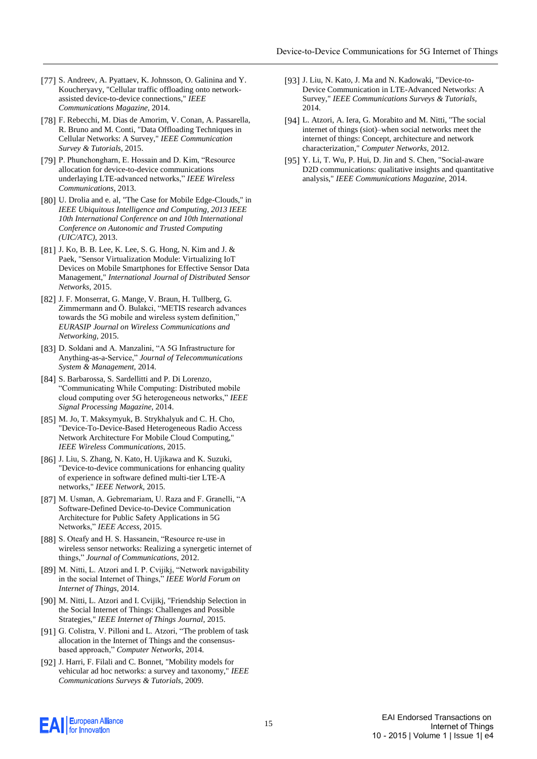[77] S. Andreev, A. Pyattaev, K. Johnsson, O. Galinina and Y. Koucheryavy, "Cellular traffic offloading onto network-assisted device-to-device connections," *IEEE Communications Magazine,* 2014.

[78] F. Rebecchi, M. Dias de Amorim, V. Conan, A. Passarella, R. Bruno and M. Conti, "Data Offloading Techniques in Cellular Networks: A Survey," *IEEE Communication Survey & Tutorials,* 2015.

[79] P. Phunchongharn, E. Hossain and D. Kim, "Resource allocation for device-to-device communications underlaying LTE-advanced networks," *IEEE Wireless Communications,* 2013.

[80] U. Drolia and e. al, "The Case for Mobile Edge-Clouds," in *IEEE Ubiquitous Intelligence and Computing, 2013 IEEE 10th International Conference on and 10th International Conference on Autonomic and Trusted Computing (UIC/ATC),* 2013.

[81] J. Ko, B. B. Lee, K. Lee, S. G. Hong, N. Kim and J. & Paek, "Sensor Virtualization Module: Virtualizing IoT Devices on Mobile Smartphones for Effective Sensor Data Management," *International Journal of Distributed Sensor Networks,* 2015.

[82] J. F. Monserrat, G. Mange, V. Braun, H. Tullberg, G. Zimmermann and Ö. Bulakci, "METIS research advances towards the 5G mobile and wireless system definition," *EURASIP Journal on Wireless Communications and Networking,* 2015.

[83] D. Soldani and A. Manzalini, "A 5G Infrastructure for Anything-as-a-Service," *Journal of Telecommunications System & Management,* 2014.

[84] S. Barbarossa, S. Sardellitti and P. Di Lorenzo, "Communicating While Computing: Distributed mobile cloud computing over 5G heterogeneous networks," *IEEE Signal Processing Magazine,* 2014.

[85] M. Jo, T. Maksymyuk, B. Strykhalyuk and C. H. Cho, "Device-To-Device-Based Heterogeneous Radio Access Network Architecture For Mobile Cloud Computing," *IEEE Wireless Communications,* 2015.

[86] J. Liu, S. Zhang, N. Kato, H. Ujikawa and K. Suzuki, "Device-to-device communications for enhancing quality of experience in software defined multi-tier LTE-A networks," *IEEE Network,* 2015.

[87] M. Usman, A. Gebremariam, U. Raza and F. Granelli, "A Software-Defined Device-to-Device Communication Architecture for Public Safety Applications in 5G Networks," *IEEE Access,* 2015.

[88] S. Oteafy and H. S. Hassanein, "Resource re-use in wireless sensor networks: Realizing a synergetic internet of things," *Journal of Communications,* 2012.

[89] M. Nitti, L. Atzori and I. P. Cvijikj, "Network navigability in the social Internet of Things," *IEEE World Forum on Internet of Things,* 2014.

[90] M. Nitti, L. Atzori and I. Cvijikj, "Friendship Selection in the Social Internet of Things: Challenges and Possible Strategies," *IEEE Internet of Things Journal,* 2015.

[91] G. Colistra, V. Pilloni and L. Atzori, "The problem of task allocation in the Internet of Things and the consensus-based approach," *Computer Networks,* 2014.

[92] J. Harri, F. Filali and C. Bonnet, "Mobility models for vehicular ad hoc networks: a survey and taxonomy," *IEEE Communications Surveys & Tutorials,* 2009.

[93] J. Liu, N. Kato, J. Ma and N. Kadowaki, "Device-to-Device Communication in LTE-Advanced Networks: A Survey," *IEEE Communications Surveys & Tutorials,* 2014.

[94] L. Atzori, A. Iera, G. Morabito and M. Nitti, "The social internet of things (siot)–when social networks meet the internet of things: Concept, architecture and network characterization," *Computer Networks,* 2012.

[95] Y. Li, T. Wu, P. Hui, D. Jin and S. Chen, "Social-aware D2D communications: qualitative insights and quantitative analysis," *IEEE Communications Magazine,* 2014.